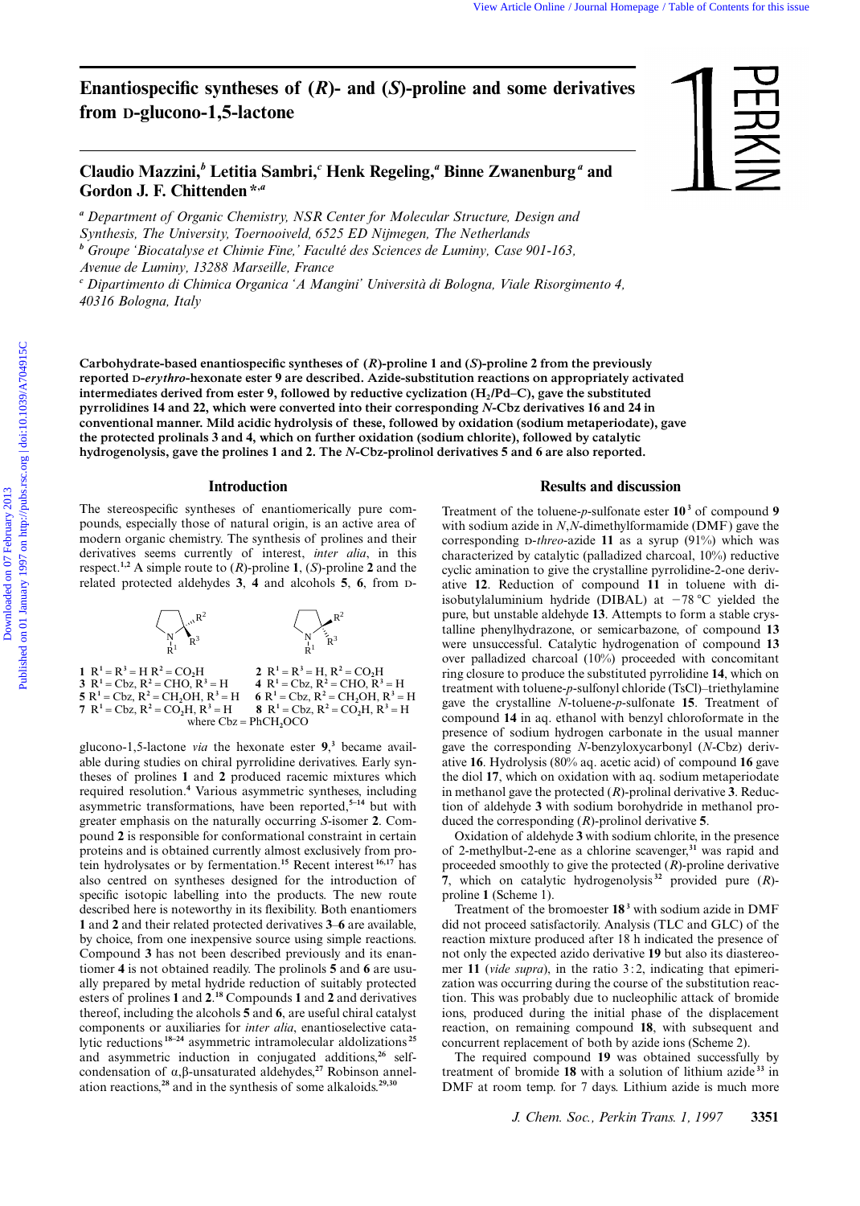# Enantiospecific syntheses of (*R*)- and (*S*)-proline and some derivatives from D-glucono-1,5-lactone

**Claudio Mazzini,[b] Letitia Sambri,[c] Henk Regeling,[a] Binne Zwanenburg[a] and Gordon J. F. Chittenden*[,a]**

[a] *Department of Organic Chemistry, NSR Center for Molecular Structure, Design and Synthesis, The University, Toernooiveld, 6525 ED Nijmegen, The Netherlands*
[b] *Groupe 'Biocatalyse et Chimie Fine,' Faculté des Sciences de Luminy, Case 901-163, Avenue de Luminy, 13288 Marseille, France*
[c] *Dipartimento di Chimica Organica 'A Mangini' Università di Bologna, Viale Risorgimento 4, 40316 Bologna, Italy*

**Carbohydrate-based enantiospecific syntheses of (*R*)-proline 1 and (*S*)-proline 2 from the previously reported D-*erythro*-hexonate ester 9 are described. Azide-substitution reactions on appropriately activated intermediates derived from ester 9, followed by reductive cyclization ($H_2$/Pd–C), gave the substituted pyrrolidines 14 and 22, which were converted into their corresponding *N*-Cbz derivatives 16 and 24 in conventional manner. Mild acidic hydrolysis of these, followed by oxidation (sodium metaperiodate), gave the protected prolinals 3 and 4, which on further oxidation (sodium chlorite), followed by catalytic hydrogenolysis, gave the prolines 1 and 2. The *N*-Cbz-prolinol derivatives 5 and 6 are also reported.**

## Introduction

The stereospecific syntheses of enantiomerically pure compounds, especially those of natural origin, is an active area of modern organic chemistry. The synthesis of prolines and their derivatives seems currently of interest, *inter alia*, in this respect.[1,2] A simple route to (*R*)-proline **1**, (*S*)-proline **2** and the related protected aldehydes **3**, **4** and alcohols **5**, **6**, from D-glucono-1,5-lactone *via* the hexonate ester **9**,[3] became available during studies on chiral pyrrolidine derivatives. Early syntheses of prolines **1** and **2** produced racemic mixtures which required resolution.[4] Various asymmetric syntheses, including asymmetric transformations, have been reported,[5–14] but with greater emphasis on the naturally occurring *S*-isomer **2**. Compound **2** is responsible for conformational constraint in certain proteins and is obtained currently almost exclusively from protein hydrolysates or by fermentation.[15] Recent interest[16,17] has also centred on syntheses designed for the introduction of specific isotopic labelling into the products. The new route described here is noteworthy in its flexibility. Both enantiomers **1** and **2** and their related protected derivatives **3**–**6** are available, by choice, from one inexpensive source using simple reactions. Compound **3** has not been described previously and its enantiomer **4** is not obtained readily. The prolinols **5** and **6** are usually prepared by metal hydride reduction of suitably protected esters of prolines **1** and **2**.[18] Compounds **1** and **2** and derivatives thereof, including the alcohols **5** and **6**, are useful chiral catalyst components or auxiliaries for *inter alia*, enantioselective catalytic reductions[18–24] asymmetric intramolecular aldolizations[25] and asymmetric induction in conjugated additions,[26] self-condensation of α,β-unsaturated aldehydes,[27] Robinson annelation reactions,[28] and in the synthesis of some alkaloids.[29,30]

**1** $R^1 = R^3 = H$ $R^2 = CO_2H$
**3** $R^1$ = Cbz, $R^2$ = CHO, $R^3$ = H
**5** $R^1$ = Cbz, $R^2$ = $CH_2OH$, $R^3$ = H
**7** $R^1$ = Cbz, $R^2$ = $CO_2H$, $R^3$ = H

**2** $R^1 = R^3 = H$, $R^2 = CO_2H$
**4** $R^1$ = Cbz, $R^2$ = CHO, $R^3$ = H
**6** $R^1$ = Cbz, $R^2$ = $CH_2OH$, $R^3$ = H
**8** $R^1$ = Cbz, $R^2$ = $CO_2H$, $R^3$ = H

where Cbz = $PhCH_2OCO$

## Results and discussion

Treatment of the toluene-*p*-sulfonate ester **10**[3] of compound **9** with sodium azide in *N*,*N*-dimethylformamide (DMF) gave the corresponding D-*threo*-azide **11** as a syrup (91%) which was characterized by catalytic (palladized charcoal, 10%) reductive cyclic amination to give the crystalline pyrrolidine-2-one derivative **12**. Reduction of compound **11** in toluene with diisobutylaluminium hydride (DIBAL) at −78 °C yielded the pure, but unstable aldehyde **13**. Attempts to form a stable crystalline phenylhydrazone, or semicarbazone, of compound **13** were unsuccessful. Catalytic hydrogenation of compound **13** over palladized charcoal (10%) proceeded with concomitant ring closure to produce the substituted pyrrolidine **14**, which on treatment with toluene-*p*-sulfonyl chloride (TsCl)–triethylamine gave the crystalline *N*-toluene-*p*-sulfonate **15**. Treatment of compound **14** in aq. ethanol with benzyl chloroformate in the presence of sodium hydrogen carbonate in the usual manner gave the corresponding *N*-benzyloxycarbonyl (*N*-Cbz) derivative **16**. Hydrolysis (80% aq. acetic acid) of compound **16** gave the diol **17**, which on oxidation with aq. sodium metaperiodate in methanol gave the protected (*R*)-prolinal derivative **3**. Reduction of aldehyde **3** with sodium borohydride in methanol produced the corresponding (*R*)-prolinol derivative **5**.

Oxidation of aldehyde **3** with sodium chlorite, in the presence of 2-methylbut-2-ene as a chlorine scavenger,[31] was rapid and proceeded smoothly to give the protected (*R*)-proline derivative **7**, which on catalytic hydrogenolysis[32] provided pure (*R*)-proline **1** (Scheme 1).

Treatment of the bromoester **18**[3] with sodium azide in DMF did not proceed satisfactorily. Analysis (TLC and GLC) of the reaction mixture produced after 18 h indicated the presence of not only the expected azido derivative **19** but also its diastereomer **11** (*vide supra*), in the ratio 3:2, indicating that epimerization was occurring during the course of the substitution reaction. This was probably due to nucleophilic attack of bromide ions, produced during the initial phase of the displacement reaction, on remaining compound **18**, with subsequent and concurrent replacement of both by azide ions (Scheme 2).

The required compound **19** was obtained successfully by treatment of bromide **18** with a solution of lithium azide[33] in DMF at room temp. for 7 days. Lithium azide is much more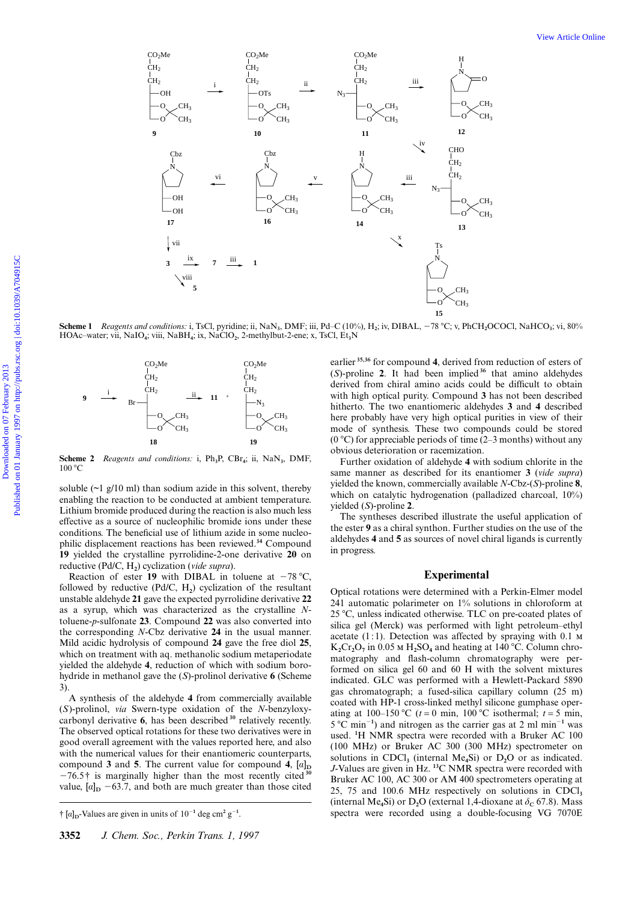**Scheme 1** *Reagents and conditions:* i, TsCl, pyridine; ii, $NaN_3$, DMF; iii, Pd–C (10%), $H_2$; iv, DIBAL, −78 °C; v, $PhCH_2OCOCl$, $NaHCO_3$; vi, 80% HOAc–water; vii, $NaIO_4$; viii, $NaBH_4$; ix, $NaClO_2$, 2-methylbut-2-ene; x, TsCl, $Et_3N$

**Scheme 2** *Reagents and conditions:* i, $Ph_3P$, $CBr_4$; ii, $NaN_3$, DMF, 100 °C

soluble (~1 g/10 ml) than sodium azide in this solvent, thereby enabling the reaction to be conducted at ambient temperature. Lithium bromide produced during the reaction is also much less effective as a source of nucleophilic bromide ions under these conditions. The beneficial use of lithium azide in some nucleophilic displacement reactions has been reviewed.[34] Compound **19** yielded the crystalline pyrrolidin-2-one derivative **20** on reductive (Pd/C, $H_2$) cyclization (*vide supra*).

Reaction of ester **19** with DIBAL in toluene at −78 °C, followed by reductive (Pd/C, $H_2$) cyclization of the resultant unstable aldehyde **21** gave the expected pyrrolidine derivative **22** as a syrup, which was characterized as the crystalline *N*-toluene-*p*-sulfonate **23**. Compound **22** was also converted into the corresponding *N*-Cbz derivative **24** in the usual manner. Mild acidic hydrolysis of compound **24** gave the free diol **25**, which on treatment with aq. methanolic sodium metaperiodate yielded the aldehyde **4**, reduction of which with sodium borohydride in methanol gave the (*S*)-prolinol derivative **6** (Scheme 3).

A synthesis of the aldehyde **4** from commercially available (*S*)-prolinol, *via* Swern-type oxidation of the *N*-benzyloxycarbonyl derivative **6**, has been described[30] relatively recently. The observed optical rotations for these two derivatives were in good overall agreement with the values reported here, and also with the numerical values for their enantiomeric counterparts, compound **3** and **5**. The current value for compound **4**, $[\alpha]_D$ −76.5† is marginally higher than the most recently cited[30] value, $[\alpha]_D$ −63.7, and both are much greater than those cited earlier[35,36] for compound **4**, derived from reduction of esters of (*S*)-proline **2**. It had been implied[36] that amino aldehydes derived from chiral amino acids could be difficult to obtain with high optical purity. Compound **3** has not been described hitherto. The two enantiomeric aldehydes **3** and **4** described here probably have very high optical purities in view of their mode of synthesis. These two compounds could be stored (0 °C) for appreciable periods of time (2–3 months) without any obvious deterioration or racemization.

Further oxidation of aldehyde **4** with sodium chlorite in the same manner as described for its enantiomer **3** (*vide supra*) yielded the known, commercially available *N*-Cbz-(*S*)-proline **8**, which on catalytic hydrogenation (palladized charcoal, 10%) yielded (*S*)-proline **2**.

The syntheses described illustrate the useful application of the ester **9** as a chiral synthon. Further studies on the use of the aldehydes **4** and **5** as sources of novel chiral ligands is currently in progress.

† $[\alpha]_D$-Values are given in units of $10^{-1}$ deg $cm^2$ $g^{-1}$.

## Experimental

Optical rotations were determined with a Perkin-Elmer model 241 automatic polarimeter on 1% solutions in chloroform at 25 °C, unless indicated otherwise. TLC on pre-coated plates of silica gel (Merck) was performed with light petroleum–ethyl acetate (1 : 1). Detection was affected by spraying with 0.1 M $K_2Cr_2O_7$ in 0.05 M $H_2SO_4$ and heating at 140 °C. Column chromatography and flash-column chromatography were performed on silica gel 60 and 60 H with the solvent mixtures indicated. GLC was performed with a Hewlett-Packard 5890 gas chromatograph; a fused-silica capillary column (25 m) coated with HP-1 cross-linked methyl silicone gumphase operating at 100–150 °C ($t = 0$ min, 100 °C isothermal; $t = 5$ min, 5 °C $min^{-1}$) and nitrogen as the carrier gas at 2 ml $min^{-1}$ was used. $^1H$ NMR spectra were recorded with a Bruker AC 100 (100 MHz) or Bruker AC 300 (300 MHz) spectrometer on solutions in $CDCl_3$ (internal $Me_4Si$) or $D_2O$ or as indicated. *J*-Values are given in Hz. $^{13}C$ NMR spectra were recorded with Bruker AC 100, AC 300 or AM 400 spectrometers operating at 25, 75 and 100.6 MHz respectively on solutions in $CDCl_3$ (internal $Me_4Si$) or $D_2O$ (external 1,4-dioxane at $\delta_C$ 67.8). Mass spectra were recorded using a double-focusing VG 7070E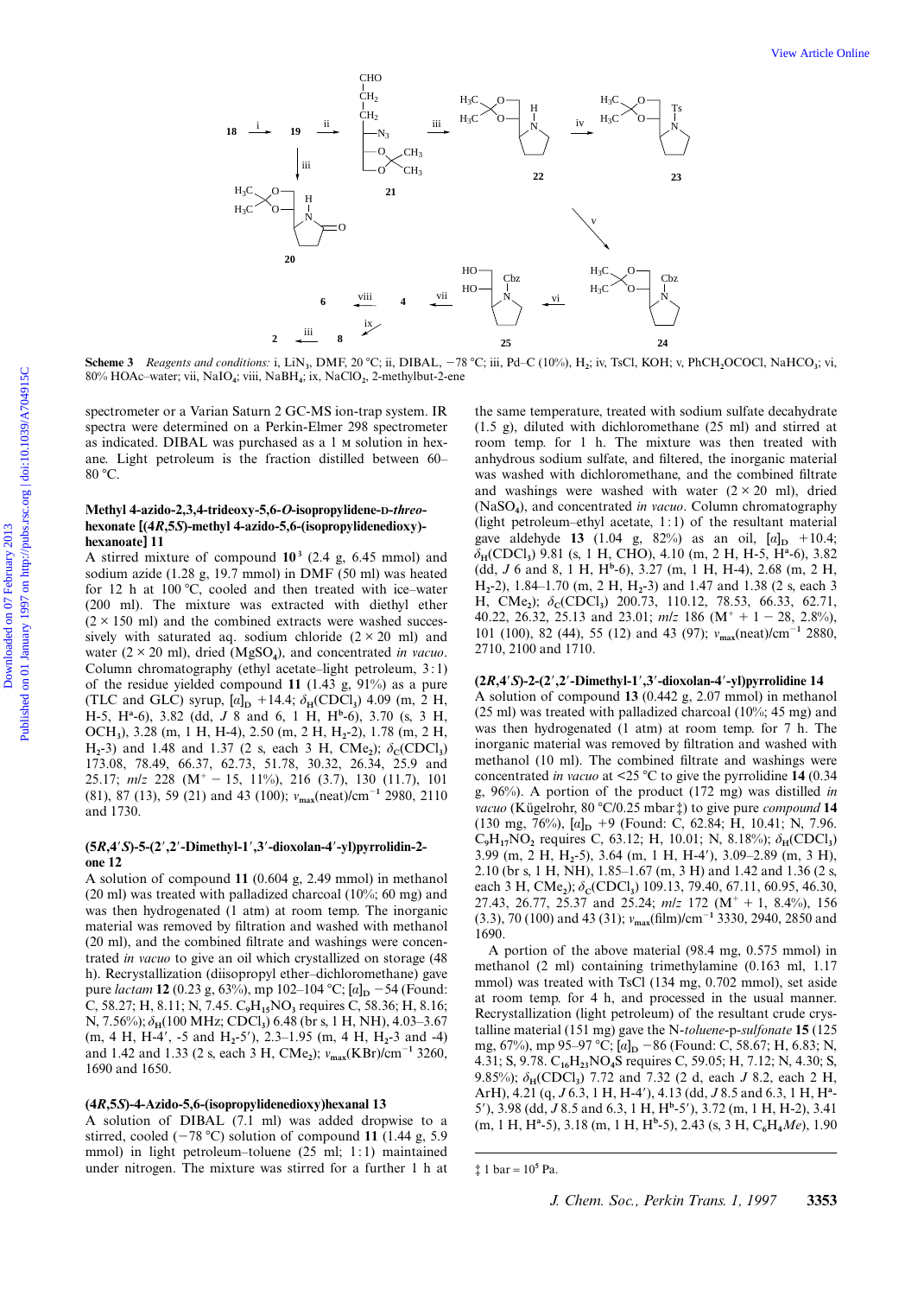**Scheme 3** *Reagents and conditions:* i, $LiN_3$, DMF, 20 °C; ii, DIBAL, −78 °C; iii, Pd–C (10%), $H_2$; iv, TsCl, KOH; v, $PhCH_2OCOCl$, $NaHCO_3$; vi, 80% HOAc–water; vii, $NaIO_4$; viii, $NaBH_4$; ix, $NaClO_2$, 2-methylbut-2-ene

spectrometer or a Varian Saturn 2 GC-MS ion-trap system. IR spectra were determined on a Perkin-Elmer 298 spectrometer as indicated. DIBAL was purchased as a 1 M solution in hexane. Light petroleum is the fraction distilled between 60–80 °C.

### Methyl 4-azido-2,3,4-trideoxy-5,6-*O*-isopropylidene-D-*threo*-hexonate [(4*R*,5*S*)-methyl 4-azido-5,6-(isopropylidenedioxy)-hexanoate] 11

A stirred mixture of compound **10**[3] (2.4 g, 6.45 mmol) and sodium azide (1.28 g, 19.7 mmol) in DMF (50 ml) was heated for 12 h at 100 °C, cooled and then treated with ice–water (200 ml). The mixture was extracted with diethyl ether (2 × 150 ml) and the combined extracts were washed successively with saturated aq. sodium chloride (2 × 20 ml) and water (2 × 20 ml), dried ($MgSO_4$), and concentrated *in vacuo*. Column chromatography (ethyl acetate–light petroleum, 3:1) of the residue yielded compound **11** (1.43 g, 91%) as a pure (TLC and GLC) syrup, $[\alpha]_D$ +14.4; $\delta_H$($CDCl_3$) 4.09 (m, 2 H, H-5, $H^a$-6), 3.82 (dd, *J* 8 and 6, 1 H, $H^b$-6), 3.70 (s, 3 H, $OCH_3$), 3.28 (m, 1 H, H-4), 2.50 (m, 2 H, $H_2$-2), 1.78 (m, 2 H, $H_2$-3) and 1.48 and 1.37 (2 s, each 3 H, $CMe_2$); $\delta_C$($CDCl_3$) 173.08, 78.49, 66.37, 62.73, 51.78, 30.32, 26.34, 25.9 and 25.17; *m/z* 228 ($M^+$ − 15, 11%), 216 (3.7), 130 (11.7), 101 (81), 87 (13), 59 (21) and 43 (100); $\nu_{max}$(neat)/cm$^{-1}$ 2980, 2110 and 1730.

### (5*R*,4′*S*)-5-(2′,2′-Dimethyl-1′,3′-dioxolan-4′-yl)pyrrolidin-2-one 12

A solution of compound **11** (0.604 g, 2.49 mmol) in methanol (20 ml) was treated with palladized charcoal (10%; 60 mg) and was then hydrogenated (1 atm) at room temp. The inorganic material was removed by filtration and washed with methanol (20 ml), and the combined filtrate and washings were concentrated *in vacuo* to give an oil which crystallized on storage (48 h). Recrystallization (diisopropyl ether–dichloromethane) gave pure *lactam* **12** (0.23 g, 63%), mp 102–104 °C; $[\alpha]_D$ −54 (Found: C, 58.27; H, 8.11; N, 7.45. $C_9H_{15}NO_3$ requires C, 58.36; H, 8.16; N, 7.56%); $\delta_H$(100 MHz; $CDCl_3$) 6.48 (br s, 1 H, NH), 4.03–3.67 (m, 4 H, H-4′, -5 and $H_2$-5′), 2.3–1.95 (m, 4 H, $H_2$-3 and -4) and 1.42 and 1.33 (2 s, each 3 H, $CMe_2$); $\nu_{max}$(KBr)/cm$^{-1}$ 3260, 1690 and 1650.

### (4*R*,5*S*)-4-Azido-5,6-(isopropylidenedioxy)hexanal 13

A solution of DIBAL (7.1 ml) was added dropwise to a stirred, cooled (−78 °C) solution of compound **11** (1.44 g, 5.9 mmol) in light petroleum–toluene (25 ml; 1:1) maintained under nitrogen. The mixture was stirred for a further 1 h at the same temperature, treated with sodium sulfate decahydrate (1.5 g), diluted with dichloromethane (25 ml) and stirred at room temp. for 1 h. The mixture was then treated with anhydrous sodium sulfate, and filtered, the inorganic material was washed with dichloromethane, and the combined filtrate and washings were washed with water (2 × 20 ml), dried ($NaSO_4$), and concentrated *in vacuo*. Column chromatography (light petroleum–ethyl acetate, 1:1) of the resultant material gave aldehyde **13** (1.04 g, 82%) as an oil, $[\alpha]_D$ +10.4; $\delta_H$($CDCl_3$) 9.81 (s, 1 H, CHO), 4.10 (m, 2 H, H-5, $H^a$-6), 3.82 (dd, *J* 6 and 8, 1 H, $H^b$-6), 3.27 (m, 1 H, H-4), 2.68 (m, 2 H, $H_2$-2), 1.84–1.70 (m, 2 H, $H_2$-3) and 1.47 and 1.38 (2 s, each 3 H, $CMe_2$); $\delta_C$($CDCl_3$) 200.73, 110.12, 78.53, 66.33, 62.71, 40.22, 26.32, 25.13 and 23.01; *m/z* 186 ($M^+$ + 1 − 28, 2.8%), 101 (100), 82 (44), 55 (12) and 43 (97); $\nu_{max}$(neat)/cm$^{-1}$ 2880, 2710, 2100 and 1710.

### (2*R*,4′*S*)-2-(2′,2′-Dimethyl-1′,3′-dioxolan-4′-yl)pyrrolidine 14

A solution of compound **13** (0.442 g, 2.07 mmol) in methanol (25 ml) was treated with palladized charcoal (10%; 45 mg) and was then hydrogenated (1 atm) at room temp. for 7 h. The inorganic material was removed by filtration and washed with methanol (10 ml). The combined filtrate and washings were concentrated *in vacuo* at <25 °C to give the pyrrolidine **14** (0.34 g, 96%). A portion of the product (172 mg) was distilled *in vacuo* (Kügelrohr, 80 °C/0.25 mbar ‡) to give pure *compound* **14** (130 mg, 76%), $[\alpha]_D$ +9 (Found: C, 62.84; H, 10.41; N, 7.96. $C_9H_{17}NO_2$ requires C, 63.12; H, 10.01; N, 8.18%); $\delta_H$($CDCl_3$) 3.99 (m, 2 H, $H_2$-5), 3.64 (m, 1 H, H-4′), 3.09–2.89 (m, 3 H), 2.10 (br s, 1 H, NH), 1.85–1.67 (m, 3 H) and 1.42 and 1.36 (2 s, each 3 H, $CMe_2$); $\delta_C$($CDCl_3$) 109.13, 79.40, 67.11, 60.95, 46.30, 27.43, 26.77, 25.37 and 25.24; *m/z* 172 ($M^+$ + 1, 8.4%), 156 (3.3), 70 (100) and 43 (31); $\nu_{max}$(film)/cm$^{-1}$ 3330, 2940, 2850 and 1690.

A portion of the above material (98.4 mg, 0.575 mmol) in methanol (2 ml) containing trimethylamine (0.163 ml, 1.17 mmol) was treated with TsCl (134 mg, 0.702 mmol), set aside at room temp. for 4 h, and processed in the usual manner. Recrystallization (light petroleum) of the resultant crude crystalline material (151 mg) gave the N-*toluene*-p-*sulfonate* **15** (125 mg, 67%), mp 95–97 °C; $[\alpha]_D$ −86 (Found: C, 58.67; H, 6.83; N, 4.31; S, 9.78. $C_{16}H_{23}NO_4S$ requires C, 59.05; H, 7.12; N, 4.30; S, 9.85%); $\delta_H$($CDCl_3$) 7.72 and 7.32 (2 d, each *J* 8.2, each 2 H, ArH), 4.21 (q, *J* 6.3, 1 H, H-4′), 4.13 (dd, *J* 8.5 and 6.3, 1 H, $H^a$-5′), 3.98 (dd, *J* 8.5 and 6.3, 1 H, $H^b$-5′), 3.72 (m, 1 H, H-2), 3.41 (m, 1 H, $H^a$-5), 3.18 (m, 1 H, $H^b$-5), 2.43 (s, 3 H, $C_6H_4Me$), 1.90

‡ 1 bar = $10^5$ Pa.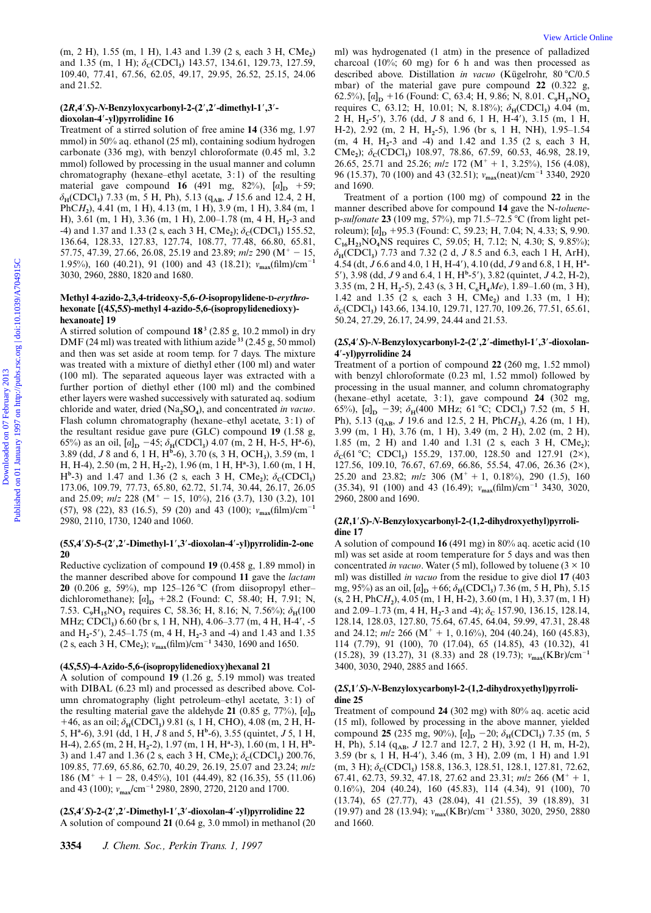(m, 2 H), 1.55 (m, 1 H), 1.43 and 1.39 (2 s, each 3 H, $CMe_2$) and 1.35 (m, 1 H); $\delta_C$($CDCl_3$) 143.57, 134.61, 129.73, 127.59, 109.40, 77.41, 67.56, 62.05, 49.17, 29.95, 26.52, 25.15, 24.06 and 21.52.

### (2*R*,4′*S*)-*N*-Benzyloxycarbonyl-2-(2′,2′-dimethyl-1′,3′-dioxolan-4′-yl)pyrrolidine 16

Treatment of a stirred solution of free amine **14** (336 mg, 1.97 mmol) in 50% aq. ethanol (25 ml), containing sodium hydrogen carbonate (336 mg), with benzyl chloroformate (0.45 ml, 3.2 mmol) followed by processing in the usual manner and column chromatography (hexane–ethyl acetate, 3 : 1) of the resulting material gave compound **16** (491 mg, 82%), $[\alpha]_D$ +59; $\delta_H$($CDCl_3$) 7.33 (m, 5 H, Ph), 5.13 ($q_{AB}$, *J* 15.6 and 12.4, 2 H, $PhCH_2$), 4.41 (m, 1 H), 4.13 (m, 1 H), 3.9 (m, 1 H), 3.84 (m, 1 H), 3.61 (m, 1 H), 3.36 (m, 1 H), 2.00–1.78 (m, 4 H, $H_2$-3 and -4) and 1.37 and 1.33 (2 s, each 3 H, $CMe_2$); $\delta_C$($CDCl_3$) 155.52, 136.64, 128.33, 127.83, 127.74, 108.77, 77.48, 66.80, 65.81, 57.75, 47.39, 27.66, 26.08, 25.19 and 23.89; *m/z* 290 ($M^+$ − 15, 1.95%), 160 (40.21), 91 (100) and 43 (18.21); $\nu_{max}$(film)/cm$^{-1}$ 3030, 2960, 2880, 1820 and 1680.

### Methyl 4-azido-2,3,4-trideoxy-5,6-*O*-isopropylidene-D-*erythro*-hexonate [(4*S*,5*S*)-methyl 4-azido-5,6-(isopropylidenedioxy)-hexanoate] 19

A stirred solution of compound **18**[3] (2.85 g, 10.2 mmol) in dry DMF (24 ml) was treated with lithium azide[33] (2.45 g, 50 mmol) and then was set aside at room temp. for 7 days. The mixture was treated with a mixture of diethyl ether (100 ml) and water (100 ml). The separated aqueous layer was extracted with a further portion of diethyl ether (100 ml) and the combined ether layers were washed successively with saturated aq. sodium chloride and water, dried ($Na_2SO_4$), and concentrated *in vacuo*. Flash column chromatography (hexane–ethyl acetate, 3 : 1) of the resultant residue gave pure (GLC) compound **19** (1.58 g, 65%) as an oil, $[\alpha]_D$ −45; $\delta_H$($CDCl_3$) 4.07 (m, 2 H, H-5, $H^a$-6), 3.89 (dd, *J* 8 and 6, 1 H, $H^b$-6), 3.70 (s, 3 H, $OCH_3$), 3.59 (m, 1 H, H-4), 2.50 (m, 2 H, $H_2$-2), 1.96 (m, 1 H, $H^a$-3), 1.60 (m, 1 H, $H^b$-3) and 1.47 and 1.36 (2 s, each 3 H, $CMe_2$); $\delta_C$($CDCl_3$) 173.06, 109.79, 77.73, 65.80, 62.72, 51.74, 30.44, 26.17, 26.05 and 25.09; *m/z* 228 ($M^+$ − 15, 10%), 216 (3.7), 130 (3.2), 101 (57), 98 (22), 83 (16.5), 59 (20) and 43 (100); $\nu_{max}$(film)/cm$^{-1}$ 2980, 2110, 1730, 1240 and 1060.

### (5*S*,4′*S*)-5-(2′,2′-Dimethyl-1′,3′-dioxolan-4′-yl)pyrrolidin-2-one 20

Reductive cyclization of compound **19** (0.458 g, 1.89 mmol) in the manner described above for compound **11** gave the *lactam* **20** (0.206 g, 59%), mp 125–126 °C (from diisopropyl ether–dichloromethane); $[\alpha]_D$ +28.2 (Found: C, 58.40; H, 7.91; N, 7.53. $C_9H_{15}NO_3$ requires C, 58.36; H, 8.16; N, 7.56%); $\delta_H$(100 MHz; $CDCl_3$) 6.60 (br s, 1 H, NH), 4.06–3.77 (m, 4 H, H-4′, -5′ and $H_2$-5′), 2.45–1.75 (m, 4 H, $H_2$-3 and -4) and 1.43 and 1.35 (2 s, each 3 H, $CMe_2$); $\nu_{max}$(film)/cm$^{-1}$ 3430, 1690 and 1650.

### (4*S*,5*S*)-4-Azido-5,6-(isopropylidenedioxy)hexanal 21

A solution of compound **19** (1.26 g, 5.19 mmol) was treated with DIBAL (6.23 ml) and processed as described above. Column chromatography (light petroleum–ethyl acetate, 3 : 1) of the resulting material gave the aldehyde **21** (0.85 g, 77%), $[\alpha]_D$ +46, as an oil; $\delta_H$($CDCl_3$) 9.81 (s, 1 H, CHO), 4.08 (m, 2 H, H-5, $H^a$-6), 3.91 (dd, 1 H, *J* 8 and 5, $H^b$-6), 3.55 (quintet, *J* 5, 1 H, H-4), 2.65 (m, 2 H, $H_2$-2), 1.97 (m, 1 H, $H^a$-3), 1.60 (m, 1 H, $H^b$-3) and 1.47 and 1.36 (2 s, each 3 H, $CMe_2$); $\delta_C$($CDCl_3$) 200.76, 109.85, 77.69, 65.86, 62.70, 40.29, 26.19, 25.07 and 23.24; *m/z* 186 ($M^+$ + 1 − 28, 0.45%), 101 (44.49), 82 (16.35), 55 (11.06) and 43 (100); $\nu_{max}$/cm$^{-1}$ 2980, 2890, 2720, 2120 and 1700.

### (2*S*,4′*S*)-2-(2′,2′-Dimethyl-1′,3′-dioxolan-4′-yl)pyrrolidine 22

A solution of compound **21** (0.64 g, 3.0 mmol) in methanol (20 ml) was hydrogenated (1 atm) in the presence of palladized charcoal (10%; 60 mg) for 6 h and was then processed as described above. Distillation *in vacuo* (Kügelrohr, 80 °C/0.5 mbar) of the material gave pure compound **22** (0.322 g, 62.5%), $[\alpha]_D$ +16 (Found: C, 63.4; H, 9.86; N, 8.01. $C_9H_{17}NO_2$ requires C, 63.12; H, 10.01; N, 8.18%); $\delta_H$($CDCl_3$) 4.04 (m, 2 H, $H_2$-5′), 3.76 (dd, *J* 8 and 6, 1 H, H-4′), 3.15 (m, 1 H, H-2), 2.92 (m, 2 H, $H_2$-5), 1.96 (br s, 1 H, NH), 1.95–1.54 (m, 4 H, $H_2$-3 and -4) and 1.42 and 1.35 (2 s, each 3 H, $CMe_2$); $\delta_C$($CDCl_3$) 108.97, 78.86, 67.59, 60.53, 46.98, 28.19, 26.65, 25.71 and 25.26; *m/z* 172 ($M^+$ + 1, 3.25%), 156 (4.08), 96 (15.37), 70 (100) and 43 (32.51); $\nu_{max}$(neat)/cm$^{-1}$ 3340, 2920 and 1690.

Treatment of a portion (100 mg) of compound **22** in the manner described above for compound **14** gave the N-*toluene*-p-*sulfonate* **23** (109 mg, 57%), mp 71.5–72.5 °C (from light petroleum); $[\alpha]_D$ +95.3 (Found: C, 59.23; H, 7.04; N, 4.33; S, 9.90. $C_{16}H_{23}NO_4NS$ requires C, 59.05; H, 7.12; N, 4.30; S, 9.85%); $\delta_H$($CDCl_3$) 7.73 and 7.32 (2 d, *J* 8.5 and 6.3, each 1 H, ArH), 4.54 (dt, *J* 6.6 and 4.0, 1 H, H-4′), 4.10 (dd, *J* 9 and 6.8, 1 H, $H^a$-5′), 3.98 (dd, *J* 9 and 6.4, 1 H, $H^b$-5′), 3.82 (quintet, *J* 4.2, H-2), 3.35 (m, 2 H, $H_2$-5), 2.43 (s, 3 H, $C_6H_4Me$), 1.89–1.60 (m, 3 H), 1.42 and 1.35 (2 s, each 3 H, $CMe_2$) and 1.33 (m, 1 H); $\delta_C$($CDCl_3$) 143.66, 134.10, 129.71, 127.70, 109.26, 77.51, 65.61, 50.24, 27.29, 26.17, 24.99, 24.44 and 21.53.

### (2*S*,4′*S*)-*N*-Benzyloxycarbonyl-2-(2′,2′-dimethyl-1′,3′-dioxolan-4′-yl)pyrrolidine 24

Treatment of a portion of compound **22** (260 mg, 1.52 mmol) with benzyl chloroformate (0.23 ml, 1.52 mmol) followed by processing in the usual manner, and column chromatography (hexane–ethyl acetate, 3 : 1), gave compound **24** (302 mg, 65%), $[\alpha]_D$ −39; $\delta_H$(400 MHz; 61 °C; $CDCl_3$) 7.52 (m, 5 H, Ph), 5.13 ($q_{AB}$, *J* 19.6 and 12.5, 2 H, $PhCH_2$), 4.26 (m, 1 H), 3.99 (m, 1 H), 3.76 (m, 1 H), 3.49 (m, 2 H), 2.02 (m, 2 H), 1.85 (m, 2 H) and 1.40 and 1.31 (2 s, each 3 H, $CMe_2$); $\delta_C$(61 °C; $CDCl_3$) 155.29, 137.00, 128.50 and 127.91 (2×), 127.56, 109.10, 76.67, 67.69, 66.86, 55.54, 47.06, 26.36 (2×), 25.20 and 23.82; *m/z* 306 ($M^+$ + 1, 0.18%), 290 (1.5), 160 (35.34), 91 (100) and 43 (16.49); $\nu_{max}$(film)/cm$^{-1}$ 3430, 3020, 2960, 2800 and 1690.

### (2*R*,1′*S*)-*N*-Benzyloxycarbonyl-2-(1,2-dihydroxyethyl)pyrrolidine 17

A solution of compound **16** (491 mg) in 80% aq. acetic acid (10 ml) was set aside at room temperature for 5 days and was then concentrated *in vacuo*. Water (5 ml), followed by toluene (3 × 10 ml) was distilled *in vacuo* from the residue to give diol **17** (403 mg, 95%) as an oil, $[\alpha]_D$ +66; $\delta_H$($CDCl_3$) 7.36 (m, 5 H, Ph), 5.15 (s, 2 H, $PhCH_2$), 4.05 (m, 1 H, H-2), 3.60 (m, 1 H), 3.37 (m, 1 H) and 2.09–1.73 (m, 4 H, $H_2$-3 and -4); $\delta_C$ 157.90, 136.15, 128.14, 128.14, 128.03, 127.80, 75.64, 67.45, 64.04, 59.99, 47.31, 28.48 and 24.12; *m/z* 266 ($M^+$ + 1, 0.16%), 204 (40.24), 160 (45.83), 114 (7.79), 91 (100), 70 (17.04), 65 (14.85), 43 (10.32), 41 (15.28), 39 (13.27), 31 (8.33) and 28 (19.73); $\nu_{max}$(KBr)/cm$^{-1}$ 3400, 3030, 2940, 2885 and 1665.

### (2*S*,1′*S*)-*N*-Benzyloxycarbonyl-2-(1,2-dihydroxyethyl)pyrrolidine 25

Treatment of compound **24** (302 mg) with 80% aq. acetic acid (15 ml), followed by processing in the above manner, yielded compound **25** (235 mg, 90%), $[\alpha]_D$ −20; $\delta_H$($CDCl_3$) 7.35 (m, 5 H, Ph), 5.14 ($q_{AB}$, *J* 12.7 and 12.7, 2 H), 3.92 (1 H, m, H-2), 3.59 (br s, 1 H, H-4′), 3.46 (m, 3 H), 2.09 (m, 1 H) and 1.91 (m, 3 H); $\delta_C$($CDCl_3$) 158.8, 136.3, 128.51, 128.1, 127.81, 72.62, 67.41, 62.73, 59.32, 47.18, 27.62 and 23.31; *m/z* 266 ($M^+$ + 1, 0.16%), 204 (40.24), 160 (45.83), 114 (4.34), 91 (100), 70 (13.74), 65 (27.77), 43 (28.04), 41 (21.55), 39 (18.89), 31 (19.97) and 28 (13.94); $\nu_{max}$(KBr)/cm$^{-1}$ 3380, 3020, 2950, 2880 and 1660.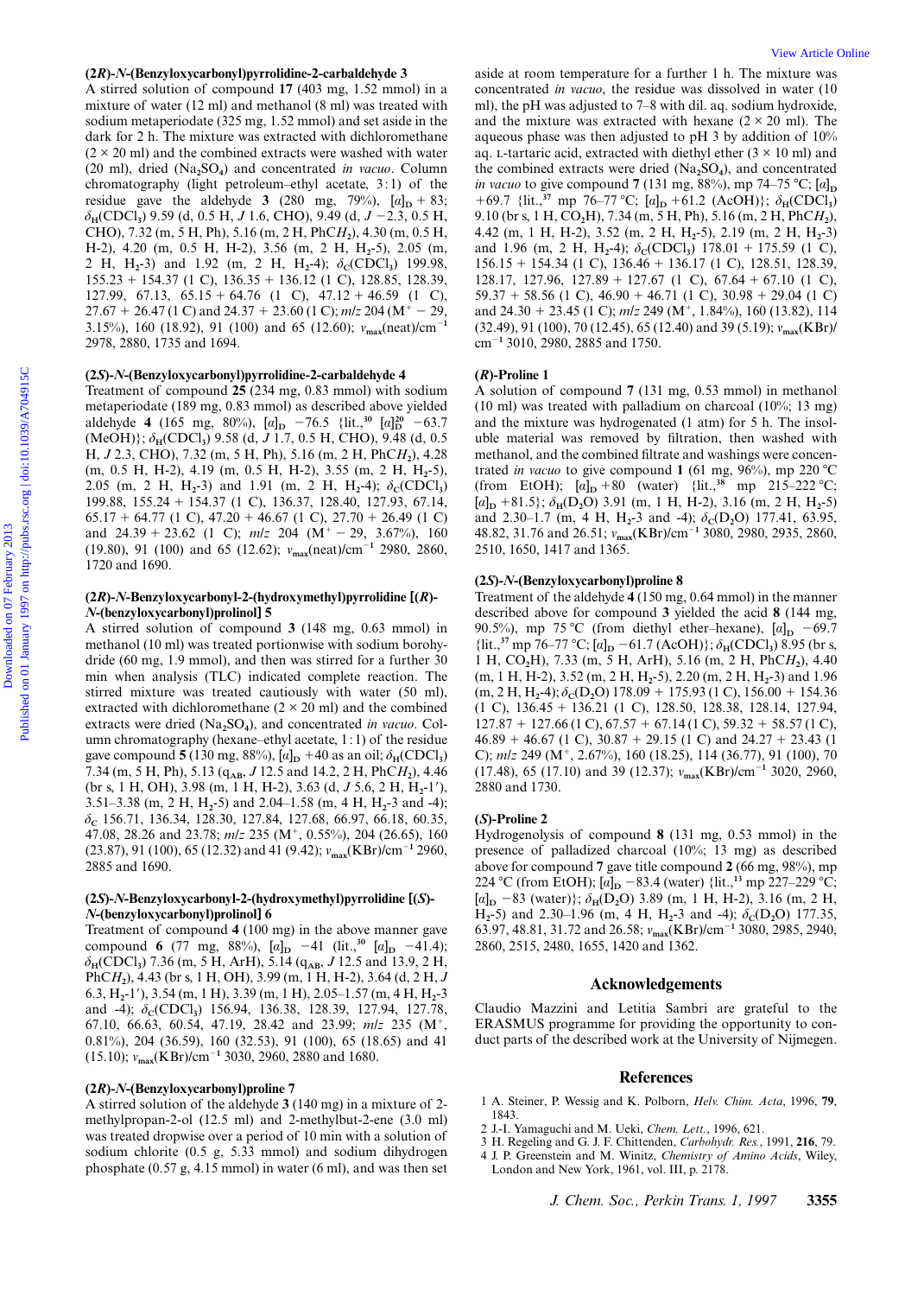### (2*R*)-*N*-(Benzyloxycarbonyl)pyrrolidine-2-carbaldehyde 3

A stirred solution of compound **17** (403 mg, 1.52 mmol) in a mixture of water (12 ml) and methanol (8 ml) was treated with sodium metaperiodate (325 mg, 1.52 mmol) and set aside in the dark for 2 h. The mixture was extracted with dichloromethane (2 × 20 ml) and the combined extracts were washed with water (20 ml), dried ($Na_2SO_4$) and concentrated *in vacuo*. Column chromatography (light petroleum–ethyl acetate, 3:1) of the residue gave the aldehyde **3** (280 mg, 79%), $[\alpha]_D$ + 83; $\delta_H(CDCl_3)$ 9.59 (d, 0.5 H, *J* 1.6, CHO), 9.49 (d, *J* −2.3, 0.5 H, CHO), 7.32 (m, 5 H, Ph), 5.16 (m, 2 H, PhC$H_2$), 4.30 (m, 0.5 H, H-2), 4.20 (m, 0.5 H, H-2), 3.56 (m, 2 H, $H_2$-5), 2.05 (m, 2 H, $H_2$-3) and 1.92 (m, 2 H, $H_2$-4); $\delta_C(CDCl_3)$ 199.98, 155.23 + 154.37 (1 C), 136.35 + 136.12 (1 C), 128.85, 128.39, 127.99, 67.13, 65.15 + 64.76 (1 C), 47.12 + 46.59 (1 C), 27.67 + 26.47 (1 C) and 24.37 + 23.60 (1 C); *m/z* 204 ($M^+$ − 29, 3.15%), 160 (18.92), 91 (100) and 65 (12.60); $\nu_{max}$(neat)/cm$^{-1}$ 2978, 2880, 1735 and 1694.

### (2*S*)-*N*-(Benzyloxycarbonyl)pyrrolidine-2-carbaldehyde 4

Treatment of compound **25** (234 mg, 0.83 mmol) with sodium metaperiodate (189 mg, 0.83 mmol) as described above yielded aldehyde **4** (165 mg, 80%), $[\alpha]_D$ −76.5 {lit.,[30] $[\alpha]_D^{20}$ −63.7 (MeOH)}; $\delta_H(CDCl_3)$ 9.58 (d, *J* 1.7, 0.5 H, CHO), 9.48 (d, 0.5 H, *J* 2.3, CHO), 7.32 (m, 5 H, Ph), 5.16 (m, 2 H, PhC$H_2$), 4.28 (m, 0.5 H, H-2), 4.19 (m, 0.5 H, H-2), 3.55 (m, 2 H, $H_2$-5), 2.05 (m, 2 H, $H_2$-3) and 1.91 (m, 2 H, $H_2$-4); $\delta_C(CDCl_3)$ 199.88, 155.24 + 154.37 (1 C), 136.37, 128.40, 127.93, 67.14, 65.17 + 64.77 (1 C), 47.20 + 46.67 (1 C), 27.70 + 26.49 (1 C) and 24.39 + 23.62 (1 C); *m/z* 204 ($M^+$ − 29, 3.67%), 160 (19.80), 91 (100) and 65 (12.62); $\nu_{max}$(neat)/cm$^{-1}$ 2980, 2860, 1720 and 1690.

### (2*R*)-*N*-Benzyloxycarbonyl-2-(hydroxymethyl)pyrrolidine [(*R*)-*N*-(benzyloxycarbonyl)prolinol] 5

A stirred solution of compound **3** (148 mg, 0.63 mmol) in methanol (10 ml) was treated portionwise with sodium borohydride (60 mg, 1.9 mmol), and then was stirred for a further 30 min when analysis (TLC) indicated complete reaction. The stirred mixture was treated cautiously with water (50 ml), extracted with dichloromethane (2 × 20 ml) and the combined extracts were dried ($Na_2SO_4$), and concentrated *in vacuo*. Column chromatography (hexane–ethyl acetate, 1:1) of the residue gave compound **5** (130 mg, 88%), $[\alpha]_D$ +40 as an oil; $\delta_H(CDCl_3)$ 7.34 (m, 5 H, Ph), 5.13 ($q_{AB}$, *J* 12.5 and 14.2, 2 H, PhC$H_2$), 4.46 (br s, 1 H, OH), 3.98 (m, 1 H, H-2), 3.63 (d, *J* 5.6, 2 H, $H_2$-1′), 3.51–3.38 (m, 2 H, $H_2$-5) and 2.04–1.58 (m, 4 H, $H_2$-3 and -4); $\delta_C$ 156.71, 136.34, 128.30, 127.84, 127.68, 66.97, 66.18, 60.35, 47.08, 28.26 and 23.78; *m/z* 235 ($M^+$, 0.55%), 204 (26.65), 160 (23.87), 91 (100), 65 (12.32) and 41 (9.42); $\nu_{max}$(KBr)/cm$^{-1}$ 2960, 2885 and 1690.

### (2*S*)-*N*-Benzyloxycarbonyl-2-(hydroxymethyl)pyrrolidine [(*S*)-*N*-(benzyloxycarbonyl)prolinol] 6

Treatment of compound **4** (100 mg) in the above manner gave compound **6** (77 mg, 88%), $[\alpha]_D$ −41 (lit.,[30] $[\alpha]_D$ −41.4); $\delta_H(CDCl_3)$ 7.36 (m, 5 H, ArH), 5.14 ($q_{AB}$, *J* 12.5 and 13.9, 2 H, PhC$H_2$), 4.43 (br s, 1 H, OH), 3.99 (m, 1 H, H-2), 3.64 (d, 2 H, *J* 6.3, $H_2$-1′), 3.54 (m, 1 H), 3.39 (m, 1 H), 2.05–1.57 (m, 4 H, $H_2$-3 and -4); $\delta_C(CDCl_3)$ 156.94, 136.38, 128.39, 127.94, 127.78, 67.10, 66.63, 60.54, 47.19, 28.42 and 23.99; *m/z* 235 ($M^+$, 0.81%), 204 (36.59), 160 (32.53), 91 (100), 65 (18.65) and 41 (15.10); $\nu_{max}$(KBr)/cm$^{-1}$ 3030, 2960, 2880 and 1680.

### (2*R*)-*N*-(Benzyloxycarbonyl)proline 7

A stirred solution of the aldehyde **3** (140 mg) in a mixture of 2-methylpropan-2-ol (12.5 ml) and 2-methylbut-2-ene (3.0 ml) was treated dropwise over a period of 10 min with a solution of sodium chlorite (0.5 g, 5.33 mmol) and sodium dihydrogen phosphate (0.57 g, 4.15 mmol) in water (6 ml), and was then set aside at room temperature for a further 1 h. The mixture was concentrated *in vacuo*, the residue was dissolved in water (10 ml), the pH was adjusted to 7–8 with dil. aq. sodium hydroxide, and the mixture was extracted with hexane (2 × 20 ml). The aqueous phase was then adjusted to pH 3 by addition of 10% aq. L-tartaric acid, extracted with diethyl ether (3 × 10 ml) and the combined extracts were dried ($Na_2SO_4$), and concentrated *in vacuo* to give compound **7** (131 mg, 88%), mp 74–75 °C; $[\alpha]_D$ +69.7 {lit.,[37] mp 76–77 °C; $[\alpha]_D$ +61.2 (AcOH)}; $\delta_H(CDCl_3)$ 9.10 (br s, 1 H, $CO_2H$), 7.34 (m, 5 H, Ph), 5.16 (m, 2 H, PhC$H_2$), 4.42 (m, 1 H, H-2), 3.52 (m, 2 H, $H_2$-5), 2.19 (m, 2 H, $H_2$-3) and 1.96 (m, 2 H, $H_2$-4); $\delta_C(CDCl_3)$ 178.01 + 175.59 (1 C), 156.15 + 154.34 (1 C), 136.46 + 136.17 (1 C), 128.51, 128.39, 128.17, 127.96, 127.89 + 127.67 (1 C), 67.64 + 67.10 (1 C), 59.37 + 58.56 (1 C), 46.90 + 46.71 (1 C), 30.98 + 29.04 (1 C) and 24.30 + 23.45 (1 C); *m/z* 249 ($M^+$, 1.84%), 160 (13.82), 114 (32.49), 91 (100), 70 (12.45), 65 (12.40) and 39 (5.19); $\nu_{max}$(KBr)/cm$^{-1}$ 3010, 2980, 2885 and 1750.

### (*R*)-Proline 1

A solution of compound **7** (131 mg, 0.53 mmol) in methanol (10 ml) was treated with palladium on charcoal (10%; 13 mg) and the mixture was hydrogenated (1 atm) for 5 h. The insoluble material was removed by filtration, then washed with methanol, and the combined filtrate and washings were concentrated *in vacuo* to give compound **1** (61 mg, 96%), mp 220 °C (from EtOH); $[\alpha]_D$ +80 (water) {lit.,[38] mp 215–222 °C; $[\alpha]_D$ +81.5}; $\delta_H(D_2O)$ 3.91 (m, 1 H, H-2), 3.16 (m, 2 H, $H_2$-5) and 2.30–1.7 (m, 4 H, $H_2$-3 and -4); $\delta_C(D_2O)$ 177.41, 63.95, 48.82, 31.76 and 26.51; $\nu_{max}$(KBr)/cm$^{-1}$ 3080, 2980, 2935, 2860, 2510, 1650, 1417 and 1365.

### (2*S*)-*N*-(Benzyloxycarbonyl)proline 8

Treatment of the aldehyde **4** (150 mg, 0.64 mmol) in the manner described above for compound **3** yielded the acid **8** (144 mg, 90.5%), mp 75 °C (from diethyl ether–hexane), $[\alpha]_D$ −69.7 {lit.,[37] mp 76–77 °C; $[\alpha]_D$ −61.7 (AcOH)}; $\delta_H(CDCl_3)$ 8.95 (br s, 1 H, $CO_2H$), 7.33 (m, 5 H, ArH), 5.16 (m, 2 H, PhC$H_2$), 4.40 (m, 1 H, H-2), 3.52 (m, 2 H, $H_2$-5), 2.20 (m, 2 H, $H_2$-3) and 1.96 (m, 2 H, $H_2$-4); $\delta_C(D_2O)$ 178.09 + 175.93 (1 C), 156.00 + 154.36 (1 C), 136.45 + 136.21 (1 C), 128.50, 128.38, 128.14, 127.94, 127.87 + 127.66 (1 C), 67.57 + 67.14 (1 C), 59.32 + 58.57 (1 C), 46.89 + 46.67 (1 C), 30.87 + 29.15 (1 C) and 24.27 + 23.43 (1 C); *m/z* 249 ($M^+$, 2.67%), 160 (18.25), 114 (36.77), 91 (100), 70 (17.48), 65 (17.10) and 39 (12.37); $\nu_{max}$(KBr)/cm$^{-1}$ 3020, 2960, 2880 and 1730.

### (*S*)-Proline 2

Hydrogenolysis of compound **8** (131 mg, 0.53 mmol) in the presence of palladized charcoal (10%; 13 mg) as described above for compound **7** gave title compound **2** (66 mg, 98%), mp 224 °C (from EtOH); $[\alpha]_D$ −83.4 (water) {lit.,[13] mp 227–229 °C; $[\alpha]_D$ −83 (water)}; $\delta_H(D_2O)$ 3.89 (m, 1 H, H-2), 3.16 (m, 2 H, $H_2$-5) and 2.30–1.96 (m, 4 H, $H_2$-3 and -4); $\delta_C(D_2O)$ 177.35, 63.97, 48.81, 31.72 and 26.58; $\nu_{max}$(KBr)/cm$^{-1}$ 3080, 2985, 2940, 2860, 2515, 2480, 1655, 1420 and 1362.

## Acknowledgements

Claudio Mazzini and Letitia Sambri are grateful to the ERASMUS programme for providing the opportunity to conduct parts of the described work at the University of Nijmegen.

## References

1. A. Steiner, P. Wessig and K. Polborn, *Helv. Chim. Acta*, 1996, **79**, 1843.
2. J.-I. Yamaguchi and M. Ueki, *Chem. Lett.*, 1996, 621.
3. H. Regeling and G. J. F. Chittenden, *Carbohydr. Res.*, 1991, **216**, 79.
4. J. P. Greenstein and M. Winitz, *Chemistry of Amino Acids*, Wiley, London and New York, 1961, vol. III, p. 2178.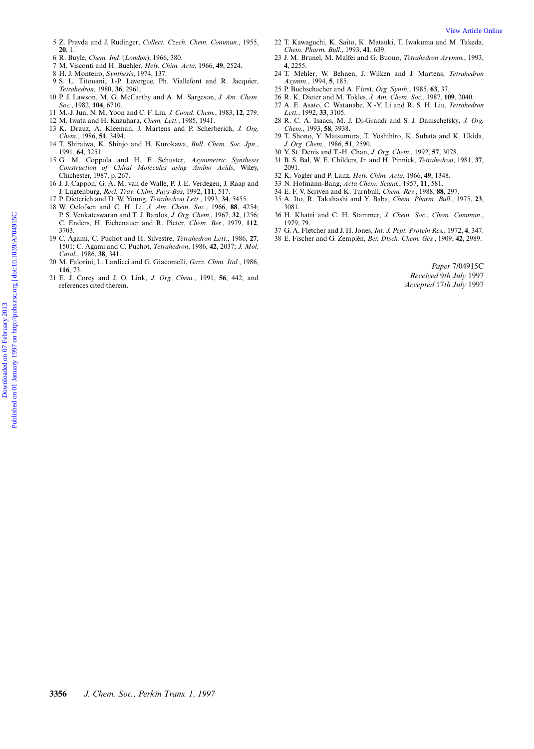5 Z. Pravda and J. Rudinger, *Collect. Czech. Chem. Commun.*, 1955, **20**, 1.
6 R. Buyle, *Chem. Ind.* (*London*), 1966, 380.
7 M. Visconti and H. Buehler, *Helv. Chim. Acta*, 1966, **49**, 2524.
8 H. J. Monteiro, *Synthesis*, 1974, 137.
9 S. L. Titouani, J.-P. Lavergue, Ph. Viallefont and R. Jacquier, *Tetrahedron*, 1980, **36**, 2961.
10 P. J. Lawson, M. G. McCarthy and A. M. Sargeson, *J. Am. Chem. Soc.*, 1982, **104**, 6710.
11 M.-J. Jun, N. M. Yoon and C. F. Liu, *J. Coord. Chem.*, 1983, **12**, 279.
12 M. Iwata and H. Kuzuhara, *Chem. Lett.*, 1985, 1941.
13 K. Drauz, A. Kleeman, J. Martens and P. Scherberich, *J. Org. Chem.*, 1986, **51**, 3494.
14 T. Shiraiwa, K. Shinjo and H. Kurokawa, *Bull. Chem. Soc. Jpn.*, 1991, **64**, 3251.
15 G. M. Coppola and H. F. Schuster, *Asymmetric Synthesis Construction of Chiral Molecules using Amino Acids*, Wiley, Chichester, 1987, p. 267.
16 J. J. Cappon, G. A. M. van de Walle, P. J. E. Verdegen, J. Raap and J. Lugtenburg, *Recl. Trav. Chim. Pays-Bas*, 1992, **111**, 517.
17 P. Dieterich and D. W. Young, *Tetrahedron Lett.*, 1993, **34**, 5455.
18 W. Oelofsen and C. H. Li, *J. Am. Chem. Soc.*, 1966, **88**, 4254; P. S. Venkateswaran and T. J. Bardos, *J. Org. Chem.*, 1967, **32**, 1256; C. Enders, H. Eichenauer and R. Pieter, *Chem. Ber.*, 1979, **112**, 3703.
19 C. Agami, C. Puchot and H. Silvestre, *Tetrahedron Lett.*, 1986, **27**, 1501; C. Agami and C. Puchot, *Tetrahedron*, 1986, **42**, 2037; *J. Mol. Catal.*, 1986, **38**, 341.
20 M. Falorini, L. Lardicci and G. Giacomelli, *Gazz. Chim. Ital.*, 1986, **116**, 73.
21 E. J. Corey and J. O. Link, *J. Org. Chem.*, 1991, **56**, 442, and references cited therein.
22 T. Kawaguchi, K. Saito, K. Matsuki, T. Iwakuma and M. Takeda, *Chem. Pharm. Bull.*, 1993, **41**, 639.
23 J. M. Brunel, M. Malfei and G. Buono, *Tetrahedron Asymm.*, 1993, **4**, 2255.
24 T. Mehler, W. Behnen, J. Wilken and J. Martens, *Tetrahedron Asymm.*, 1994, **5**, 185.
25 P. Buchschacher and A. Fürst, *Org. Synth.*, 1985, **63**, 37.
26 R. K. Dieter and M. Tokles, *J. Am. Chem. Soc.*, 1987, **109**, 2040.
27 A. E. Asato, C. Watanabe, X.-Y. Li and R. S. H. Liu, *Tetrahedron Lett.*, 1992, **33**, 3105.
28 R. C. A. Isaacs, M. J. Di-Grandi and S. J. Danischefsky, *J. Org. Chem.*, 1993, **58**, 3938.
29 T. Shono, Y. Matsumura, T. Yoshihiro, K. Subata and K. Ukida, *J. Org. Chem.*, 1986, **51**, 2590.
30 Y. St. Denis and T.-H. Chan, *J. Org. Chem.*, 1992, **57**, 3078.
31 B. S. Bal, W. E. Childers, Jr. and H. Pinnick, *Tetrahedron*, 1981, **37**, 2091.
32 K. Vogler and P. Lanz, *Helv. Chim. Acta*, 1966, **49**, 1348.
33 N. Hofmann-Bang, *Acta Chem. Scand.*, 1957, **11**, 581.
34 E. F. V. Scriven and K. Turnbull, *Chem. Rev.*, 1988, **88**, 297.
35 A. Ito, R. Takahashi and Y. Baba, *Chem. Pharm. Bull.*, 1975, **23**, 3081.
36 H. Khatri and C. H. Stammer, *J. Chem. Soc.*, *Chem. Commun.*, 1979, 79.
37 G. A. Fletcher and J. H. Jones, *Int. J. Pept. Protein Res.*, 1972, **4**, 347.
38 E. Fischer and G. Zemplén, *Ber. Dtsch. Chem. Ges.*, 1909, **42**, 2989.

*Paper* 7/04915C
*Received* 9*th July* 1997
*Accepted* 17*th July* 1997